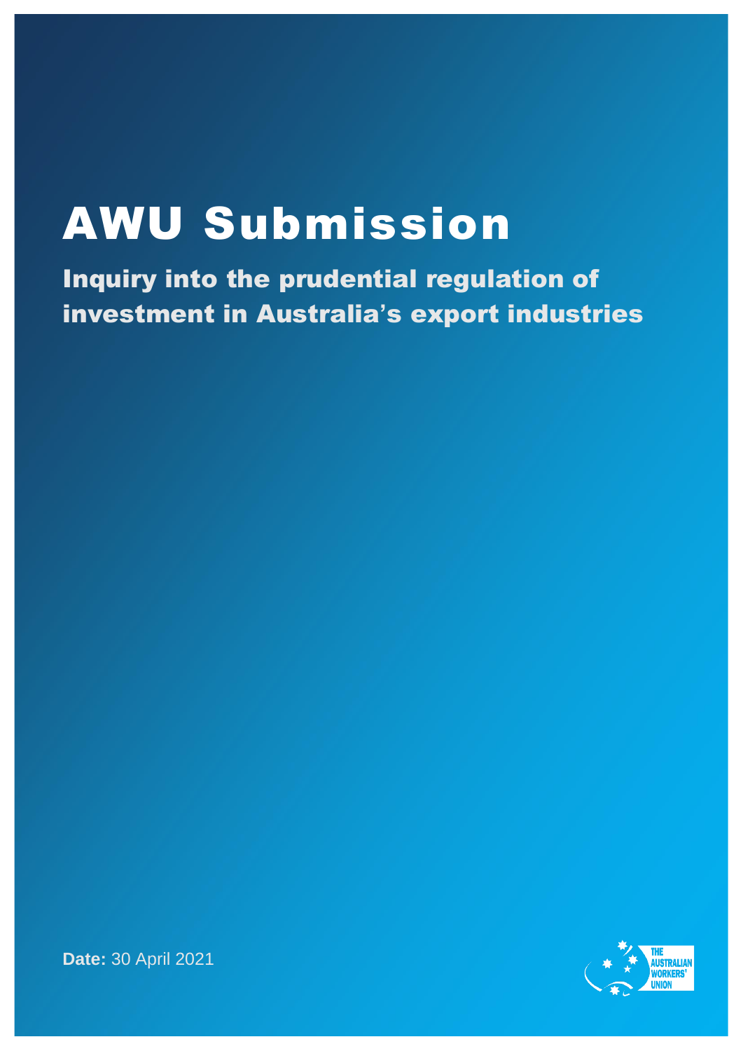# AWU Submission

## Inquiry into the prudential regulation of investment in Australia's export industries

**Date:** 30 April 2021

THE AUSTRALIAN WORKERS' UNION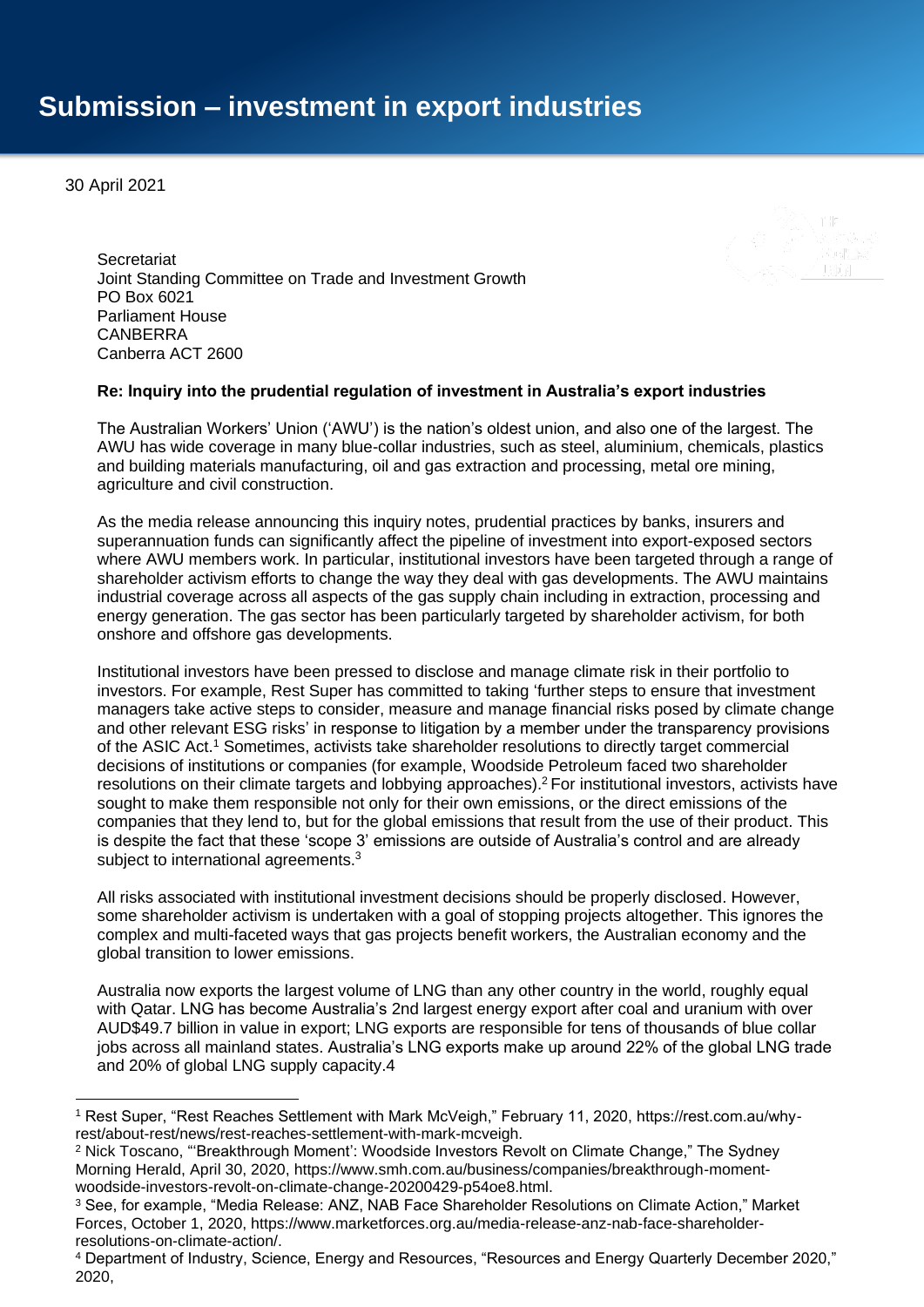# Submission – investment in export industries

30 April 2021

Secretariat
Joint Standing Committee on Trade and Investment Growth
PO Box 6021
Parliament House
CANBERRA
Canberra ACT 2600

**Re: Inquiry into the prudential regulation of investment in Australia's export industries**

The Australian Workers' Union ('AWU') is the nation's oldest union, and also one of the largest. The AWU has wide coverage in many blue-collar industries, such as steel, aluminium, chemicals, plastics and building materials manufacturing, oil and gas extraction and processing, metal ore mining, agriculture and civil construction.

As the media release announcing this inquiry notes, prudential practices by banks, insurers and superannuation funds can significantly affect the pipeline of investment into export-exposed sectors where AWU members work. In particular, institutional investors have been targeted through a range of shareholder activism efforts to change the way they deal with gas developments. The AWU maintains industrial coverage across all aspects of the gas supply chain including in extraction, processing and energy generation. The gas sector has been particularly targeted by shareholder activism, for both onshore and offshore gas developments.

Institutional investors have been pressed to disclose and manage climate risk in their portfolio to investors. For example, Rest Super has committed to taking 'further steps to ensure that investment managers take active steps to consider, measure and manage financial risks posed by climate change and other relevant ESG risks' in response to litigation by a member under the transparency provisions of the ASIC Act.[1] Sometimes, activists take shareholder resolutions to directly target commercial decisions of institutions or companies (for example, Woodside Petroleum faced two shareholder resolutions on their climate targets and lobbying approaches).[2] For institutional investors, activists have sought to make them responsible not only for their own emissions, or the direct emissions of the companies that they lend to, but for the global emissions that result from the use of their product. This is despite the fact that these 'scope 3' emissions are outside of Australia's control and are already subject to international agreements.[3]

All risks associated with institutional investment decisions should be properly disclosed. However, some shareholder activism is undertaken with a goal of stopping projects altogether. This ignores the complex and multi-faceted ways that gas projects benefit workers, the Australian economy and the global transition to lower emissions.

Australia now exports the largest volume of LNG than any other country in the world, roughly equal with Qatar. LNG has become Australia's 2nd largest energy export after coal and uranium with over AUD$49.7 billion in value in export; LNG exports are responsible for tens of thousands of blue collar jobs across all mainland states. Australia's LNG exports make up around 22% of the global LNG trade and 20% of global LNG supply capacity.4

---

[1] Rest Super, "Rest Reaches Settlement with Mark McVeigh," February 11, 2020, https://rest.com.au/why-rest/about-rest/news/rest-reaches-settlement-with-mark-mcveigh.

[2] Nick Toscano, "'Breakthrough Moment': Woodside Investors Revolt on Climate Change," The Sydney Morning Herald, April 30, 2020, https://www.smh.com.au/business/companies/breakthrough-moment-woodside-investors-revolt-on-climate-change-20200429-p54oe8.html.

[3] See, for example, "Media Release: ANZ, NAB Face Shareholder Resolutions on Climate Action," Market Forces, October 1, 2020, https://www.marketforces.org.au/media-release-anz-nab-face-shareholder-resolutions-on-climate-action/.

[4] Department of Industry, Science, Energy and Resources, "Resources and Energy Quarterly December 2020," 2020,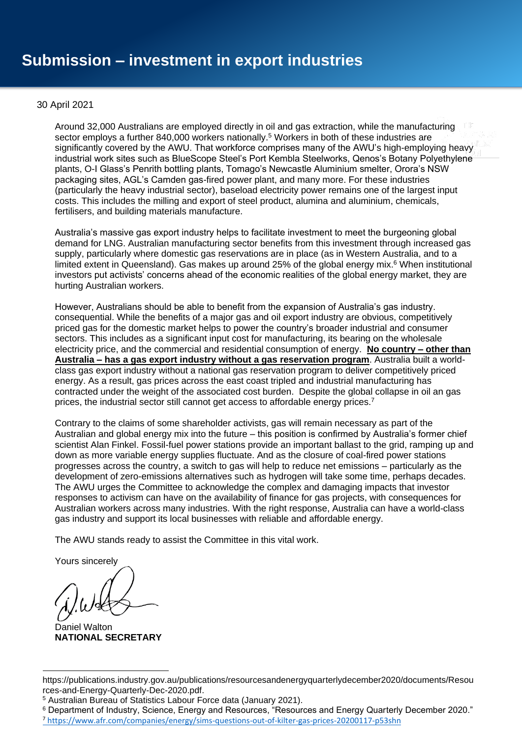# Submission – investment in export industries

30 April 2021

Around 32,000 Australians are employed directly in oil and gas extraction, while the manufacturing sector employs a further 840,000 workers nationally.[5] Workers in both of these industries are significantly covered by the AWU. That workforce comprises many of the AWU's high-employing heavy industrial work sites such as BlueScope Steel's Port Kembla Steelworks, Qenos's Botany Polyethylene plants, O-I Glass's Penrith bottling plants, Tomago's Newcastle Aluminium smelter, Orora's NSW packaging sites, AGL's Camden gas-fired power plant, and many more. For these industries (particularly the heavy industrial sector), baseload electricity power remains one of the largest input costs. This includes the milling and export of steel product, alumina and aluminium, chemicals, fertilisers, and building materials manufacture.

Australia's massive gas export industry helps to facilitate investment to meet the burgeoning global demand for LNG. Australian manufacturing sector benefits from this investment through increased gas supply, particularly where domestic gas reservations are in place (as in Western Australia, and to a limited extent in Queensland). Gas makes up around 25% of the global energy mix.[6] When institutional investors put activists' concerns ahead of the economic realities of the global energy market, they are hurting Australian workers.

However, Australians should be able to benefit from the expansion of Australia's gas industry. consequential. While the benefits of a major gas and oil export industry are obvious, competitively priced gas for the domestic market helps to power the country's broader industrial and consumer sectors. This includes as a significant input cost for manufacturing, its bearing on the wholesale electricity price, and the commercial and residential consumption of energy. **No country – other than Australia – has a gas export industry without a gas reservation program**. Australia built a world-class gas export industry without a national gas reservation program to deliver competitively priced energy. As a result, gas prices across the east coast tripled and industrial manufacturing has contracted under the weight of the associated cost burden. Despite the global collapse in oil an gas prices, the industrial sector still cannot get access to affordable energy prices.[7]

Contrary to the claims of some shareholder activists, gas will remain necessary as part of the Australian and global energy mix into the future – this position is confirmed by Australia's former chief scientist Alan Finkel. Fossil-fuel power stations provide an important ballast to the grid, ramping up and down as more variable energy supplies fluctuate. And as the closure of coal-fired power stations progresses across the country, a switch to gas will help to reduce net emissions – particularly as the development of zero-emissions alternatives such as hydrogen will take some time, perhaps decades. The AWU urges the Committee to acknowledge the complex and damaging impacts that investor responses to activism can have on the availability of finance for gas projects, with consequences for Australian workers across many industries. With the right response, Australia can have a world-class gas industry and support its local businesses with reliable and affordable energy.

The AWU stands ready to assist the Committee in this vital work.

Yours sincerely

Daniel Walton
**NATIONAL SECRETARY**

---

https://publications.industry.gov.au/publications/resourcesandenergyquarterlydecember2020/documents/Resources-and-Energy-Quarterly-Dec-2020.pdf.

[5] Australian Bureau of Statistics Labour Force data (January 2021).

[6] Department of Industry, Science, Energy and Resources, "Resources and Energy Quarterly December 2020."

[7] https://www.afr.com/companies/energy/sims-questions-out-of-kilter-gas-prices-20200117-p53shn